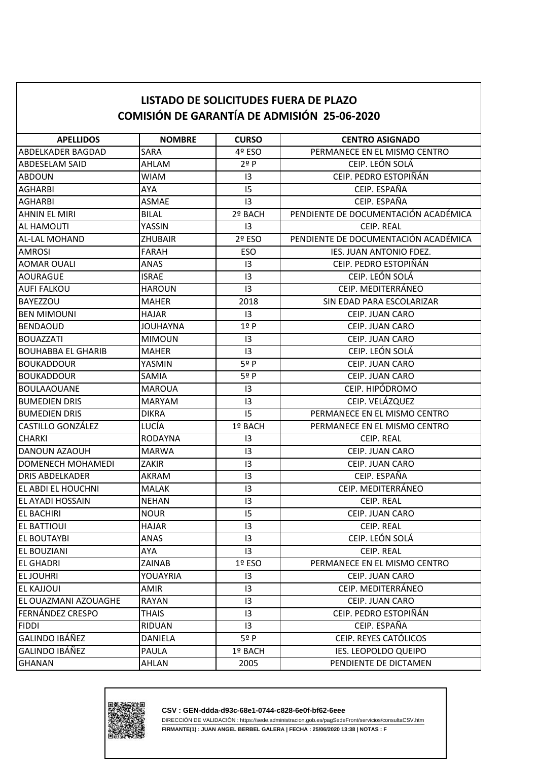## LISTADO DE SOLICITUDES FUERA DE PLAZO
## COMISIÓN DE GARANTÍA DE ADMISIÓN 25-06-2020

| APELLIDOS | NOMBRE | CURSO | CENTRO ASIGNADO |
|---|---|---|---|
| ABDELKADER BAGDAD | SARA | 4º ESO | PERMANECE EN EL MISMO CENTRO |
| ABDESELAM SAID | AHLAM | 2º P | CEIP. LEÓN SOLÁ |
| ABDOUN | WIAM | I3 | CEIP. PEDRO ESTOPIÑÁN |
| AGHARBI | AYA | I5 | CEIP. ESPAÑA |
| AGHARBI | ASMAE | I3 | CEIP. ESPAÑA |
| AHNIN EL MIRI | BILAL | 2º BACH | PENDIENTE DE DOCUMENTACIÓN ACADÉMICA |
| AL HAMOUTI | YASSIN | I3 | CEIP. REAL |
| AL-LAL MOHAND | ZHUBAIR | 2º ESO | PENDIENTE DE DOCUMENTACIÓN ACADÉMICA |
| AMROSI | FARAH | ESO | IES. JUAN ANTONIO FDEZ. |
| AOMAR OUALI | ANAS | I3 | CEIP. PEDRO ESTOPIÑÁN |
| AOURAGUE | ISRAE | I3 | CEIP. LEÓN SOLÁ |
| AUFI FALKOU | HAROUN | I3 | CEIP. MEDITERRÁNEO |
| BAYEZZOU | MAHER | 2018 | SIN EDAD PARA ESCOLARIZAR |
| BEN MIMOUNI | HAJAR | I3 | CEIP. JUAN CARO |
| BENDAOUD | JOUHAYNA | 1º P | CEIP. JUAN CARO |
| BOUAZZATI | MIMOUN | I3 | CEIP. JUAN CARO |
| BOUHABBA EL GHARIB | MAHER | I3 | CEIP. LEÓN SOLÁ |
| BOUKADDOUR | YASMIN | 5º P | CEIP. JUAN CARO |
| BOUKADDOUR | SAMIA | 5º P | CEIP. JUAN CARO |
| BOULAAOUANE | MAROUA | I3 | CEIP. HIPÓDROMO |
| BUMEDIEN DRIS | MARYAM | I3 | CEIP. VELÁZQUEZ |
| BUMEDIEN DRIS | DIKRA | I5 | PERMANECE EN EL MISMO CENTRO |
| CASTILLO GONZÁLEZ | LUCÍA | 1º BACH | PERMANECE EN EL MISMO CENTRO |
| CHARKI | RODAYNA | I3 | CEIP. REAL |
| DANOUN AZAOUH | MARWA | I3 | CEIP. JUAN CARO |
| DOMENECH MOHAMEDI | ZAKIR | I3 | CEIP. JUAN CARO |
| DRIS ABDELKADER | AKRAM | I3 | CEIP. ESPAÑA |
| EL ABDI EL HOUCHNI | MALAK | I3 | CEIP. MEDITERRÁNEO |
| EL AYADI HOSSAIN | NEHAN | I3 | CEIP. REAL |
| EL BACHIRI | NOUR | I5 | CEIP. JUAN CARO |
| EL BATTIOUI | HAJAR | I3 | CEIP. REAL |
| EL BOUTAYBI | ANAS | I3 | CEIP. LEÓN SOLÁ |
| EL BOUZIANI | AYA | I3 | CEIP. REAL |
| EL GHADRI | ZAINAB | 1º ESO | PERMANECE EN EL MISMO CENTRO |
| EL JOUHRI | YOUAYRIA | I3 | CEIP. JUAN CARO |
| EL KAJJOUI | AMIR | I3 | CEIP. MEDITERRÁNEO |
| EL OUAZMANI AZOUAGHE | RAYAN | I3 | CEIP. JUAN CARO |
| FERNÁNDEZ CRESPO | THAIS | I3 | CEIP. PEDRO ESTOPIÑÁN |
| FIDDI | RIDUAN | I3 | CEIP. ESPAÑA |
| GALINDO IBÁÑEZ | DANIELA | 5º P | CEIP. REYES CATÓLICOS |
| GALINDO IBÁÑEZ | PAULA | 1º BACH | IES. LEOPOLDO QUEIPO |
| GHANAN | AHLAN | 2005 | PENDIENTE DE DICTAMEN |

**CSV : GEN-ddda-d93c-68e1-0744-c828-6e0f-bf62-6eee**

DIRECCIÓN DE VALIDACIÓN : https://sede.administracion.gob.es/pagSedeFront/servicios/consultaCSV.htm

**FIRMANTE(1) : JUAN ANGEL BERBEL GALERA | FECHA : 25/06/2020 13:38 | NOTAS : F**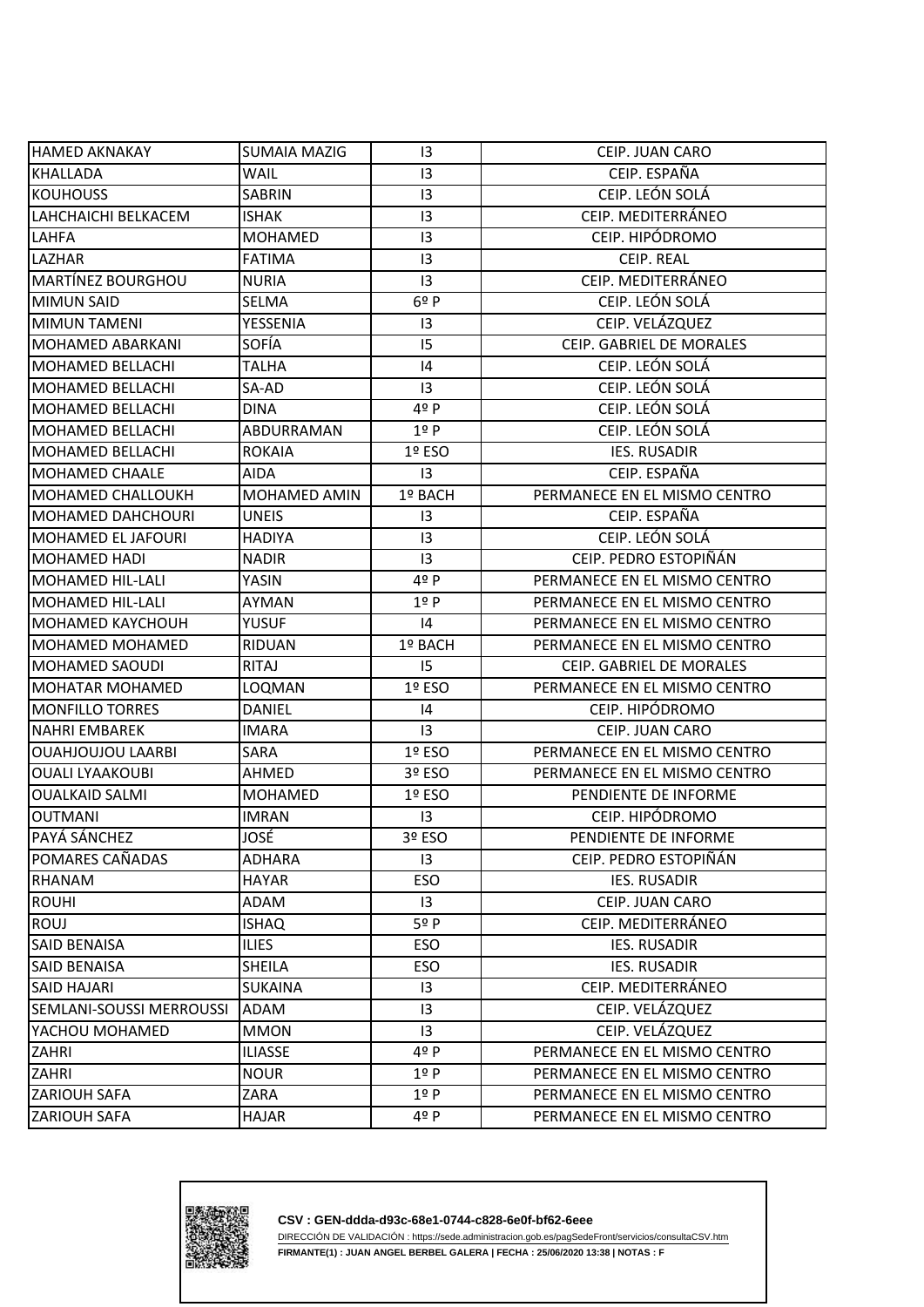| | | | |
|---|---|---|---|
| HAMED AKNAKAY | SUMAIA MAZIG | I3 | CEIP. JUAN CARO |
| KHALLADA | WAIL | I3 | CEIP. ESPAÑA |
| KOUHOUSS | SABRIN | I3 | CEIP. LEÓN SOLÁ |
| LAHCHAICHI BELKACEM | ISHAK | I3 | CEIP. MEDITERRÁNEO |
| LAHFA | MOHAMED | I3 | CEIP. HIPÓDROMO |
| LAZHAR | FATIMA | I3 | CEIP. REAL |
| MARTÍNEZ BOURGHOU | NURIA | I3 | CEIP. MEDITERRÁNEO |
| MIMUN SAID | SELMA | 6º P | CEIP. LEÓN SOLÁ |
| MIMUN TAMENI | YESSENIA | I3 | CEIP. VELÁZQUEZ |
| MOHAMED ABARKANI | SOFÍA | I5 | CEIP. GABRIEL DE MORALES |
| MOHAMED BELLACHI | TALHA | I4 | CEIP. LEÓN SOLÁ |
| MOHAMED BELLACHI | SA-AD | I3 | CEIP. LEÓN SOLÁ |
| MOHAMED BELLACHI | DINA | 4º P | CEIP. LEÓN SOLÁ |
| MOHAMED BELLACHI | ABDURRAMAN | 1º P | CEIP. LEÓN SOLÁ |
| MOHAMED BELLACHI | ROKAIA | 1º ESO | IES. RUSADIR |
| MOHAMED CHAALE | AIDA | I3 | CEIP. ESPAÑA |
| MOHAMED CHALLOUKH | MOHAMED AMIN | 1º BACH | PERMANECE EN EL MISMO CENTRO |
| MOHAMED DAHCHOURI | UNEIS | I3 | CEIP. ESPAÑA |
| MOHAMED EL JAFOURI | HADIYA | I3 | CEIP. LEÓN SOLÁ |
| MOHAMED HADI | NADIR | I3 | CEIP. PEDRO ESTOPIÑÁN |
| MOHAMED HIL-LALI | YASIN | 4º P | PERMANECE EN EL MISMO CENTRO |
| MOHAMED HIL-LALI | AYMAN | 1º P | PERMANECE EN EL MISMO CENTRO |
| MOHAMED KAYCHOUH | YUSUF | I4 | PERMANECE EN EL MISMO CENTRO |
| MOHAMED MOHAMED | RIDUAN | 1º BACH | PERMANECE EN EL MISMO CENTRO |
| MOHAMED SAOUDI | RITAJ | I5 | CEIP. GABRIEL DE MORALES |
| MOHATAR MOHAMED | LOQMAN | 1º ESO | PERMANECE EN EL MISMO CENTRO |
| MONFILLO TORRES | DANIEL | I4 | CEIP. HIPÓDROMO |
| NAHRI EMBAREK | IMARA | I3 | CEIP. JUAN CARO |
| OUAHJOUJOU LAARBI | SARA | 1º ESO | PERMANECE EN EL MISMO CENTRO |
| OUALI LYAAKOUBI | AHMED | 3º ESO | PERMANECE EN EL MISMO CENTRO |
| OUALKAID SALMI | MOHAMED | 1º ESO | PENDIENTE DE INFORME |
| OUTMANI | IMRAN | I3 | CEIP. HIPÓDROMO |
| PAYÁ SÁNCHEZ | JOSÉ | 3º ESO | PENDIENTE DE INFORME |
| POMARES CAÑADAS | ADHARA | I3 | CEIP. PEDRO ESTOPIÑÁN |
| RHANAM | HAYAR | ESO | IES. RUSADIR |
| ROUHI | ADAM | I3 | CEIP. JUAN CARO |
| ROUJ | ISHAQ | 5º P | CEIP. MEDITERRÁNEO |
| SAID BENAISA | ILIES | ESO | IES. RUSADIR |
| SAID BENAISA | SHEILA | ESO | IES. RUSADIR |
| SAID HAJARI | SUKAINA | I3 | CEIP. MEDITERRÁNEO |
| SEMLANI-SOUSSI MERROUSSI | ADAM | I3 | CEIP. VELÁZQUEZ |
| YACHOU MOHAMED | MMON | I3 | CEIP. VELÁZQUEZ |
| ZAHRI | ILIASSE | 4º P | PERMANECE EN EL MISMO CENTRO |
| ZAHRI | NOUR | 1º P | PERMANECE EN EL MISMO CENTRO |
| ZARIOUH SAFA | ZARA | 1º P | PERMANECE EN EL MISMO CENTRO |
| ZARIOUH SAFA | HAJAR | 4º P | PERMANECE EN EL MISMO CENTRO |

**CSV : GEN-ddda-d93c-68e1-0744-c828-6e0f-bf62-6eee**

DIRECCIÓN DE VALIDACIÓN : https://sede.administracion.gob.es/pagSedeFront/servicios/consultaCSV.htm

**FIRMANTE(1) : JUAN ANGEL BERBEL GALERA | FECHA : 25/06/2020 13:38 | NOTAS : F**